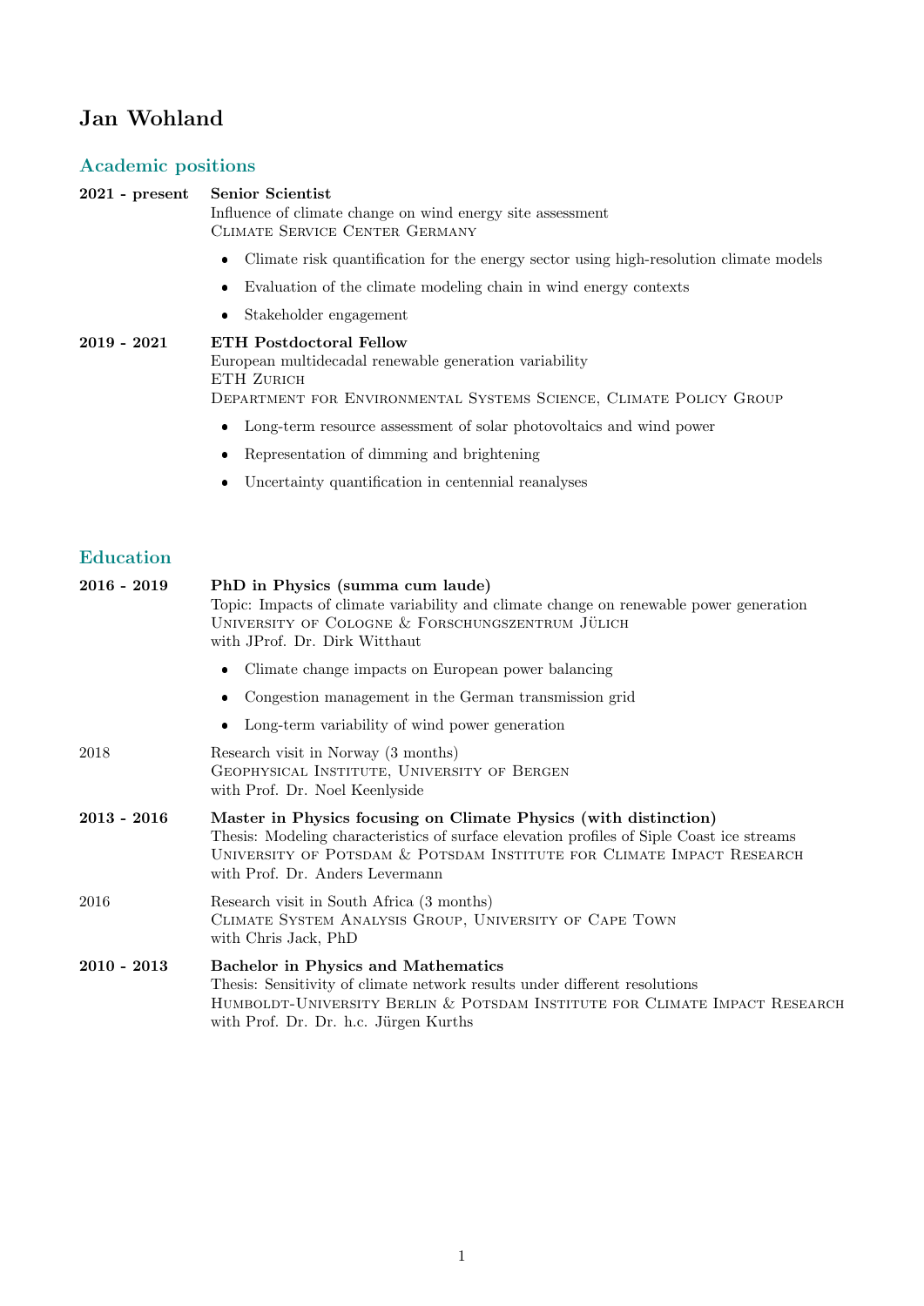# Jan Wohland

## Academic positions

**2021 - present** **Senior Scientist**
Influence of climate change on wind energy site assessment
Climate Service Center Germany

- Climate risk quantification for the energy sector using high-resolution climate models
- Evaluation of the climate modeling chain in wind energy contexts
- Stakeholder engagement

**2019 - 2021** **ETH Postdoctoral Fellow**
European multidecadal renewable generation variability
ETH Zurich
Department for Environmental Systems Science, Climate Policy Group

- Long-term resource assessment of solar photovoltaics and wind power
- Representation of dimming and brightening
- Uncertainty quantification in centennial reanalyses

## Education

**2016 - 2019** **PhD in Physics (summa cum laude)**
Topic: Impacts of climate variability and climate change on renewable power generation
University of Cologne & Forschungszentrum Jülich
with JProf. Dr. Dirk Witthaut

- Climate change impacts on European power balancing
- Congestion management in the German transmission grid
- Long-term variability of wind power generation

2018 Research visit in Norway (3 months)
Geophysical Institute, University of Bergen
with Prof. Dr. Noel Keenlyside

**2013 - 2016** **Master in Physics focusing on Climate Physics (with distinction)**
Thesis: Modeling characteristics of surface elevation profiles of Siple Coast ice streams
University of Potsdam & Potsdam Institute for Climate Impact Research
with Prof. Dr. Anders Levermann

2016 Research visit in South Africa (3 months)
Climate System Analysis Group, University of Cape Town
with Chris Jack, PhD

**2010 - 2013** **Bachelor in Physics and Mathematics**
Thesis: Sensitivity of climate network results under different resolutions
Humboldt-University Berlin & Potsdam Institute for Climate Impact Research
with Prof. Dr. Dr. h.c. Jürgen Kurths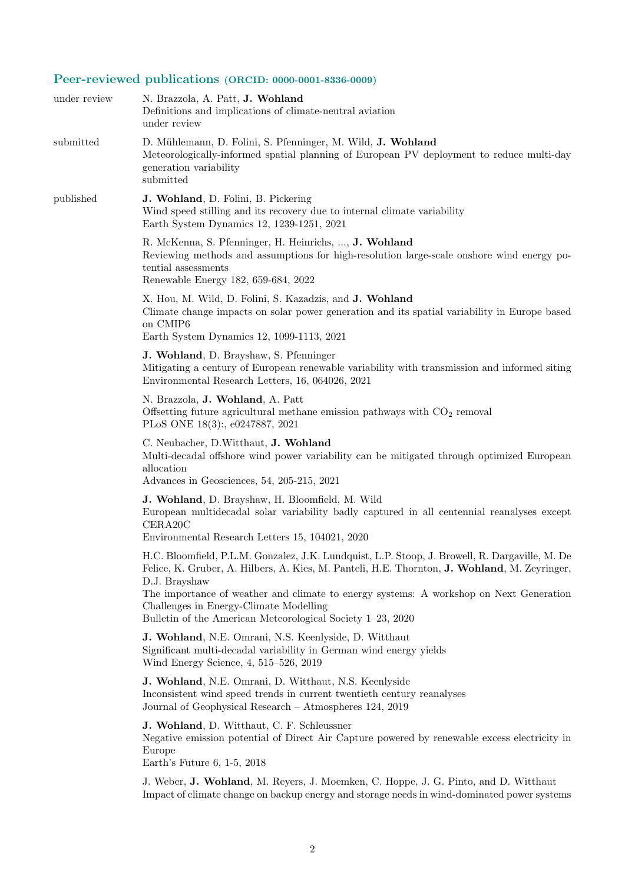## Peer-reviewed publications (ORCID: 0000-0001-8336-0009)

**under review**

N. Brazzola, A. Patt, **J. Wohland**
Definitions and implications of climate-neutral aviation
under review

**submitted**

D. Mühlemann, D. Folini, S. Pfenninger, M. Wild, **J. Wohland**
Meteorologically-informed spatial planning of European PV deployment to reduce multi-day generation variability
submitted

**published**

**J. Wohland**, D. Folini, B. Pickering
Wind speed stilling and its recovery due to internal climate variability
Earth System Dynamics 12, 1239-1251, 2021

R. McKenna, S. Pfenninger, H. Heinrichs, ..., **J. Wohland**
Reviewing methods and assumptions for high-resolution large-scale onshore wind energy potential assessments
Renewable Energy 182, 659-684, 2022

X. Hou, M. Wild, D. Folini, S. Kazadzis, and **J. Wohland**
Climate change impacts on solar power generation and its spatial variability in Europe based on CMIP6
Earth System Dynamics 12, 1099-1113, 2021

**J. Wohland**, D. Brayshaw, S. Pfenninger
Mitigating a century of European renewable variability with transmission and informed siting
Environmental Research Letters, 16, 064026, 2021

N. Brazzola, **J. Wohland**, A. Patt
Offsetting future agricultural methane emission pathways with $CO_2$ removal
PLoS ONE 18(3):, e0247887, 2021

C. Neubacher, D.Witthaut, **J. Wohland**
Multi-decadal offshore wind power variability can be mitigated through optimized European allocation
Advances in Geosciences, 54, 205-215, 2021

**J. Wohland**, D. Brayshaw, H. Bloomfield, M. Wild
European multidecadal solar variability badly captured in all centennial reanalyses except CERA20C
Environmental Research Letters 15, 104021, 2020

H.C. Bloomfield, P.L.M. Gonzalez, J.K. Lundquist, L.P. Stoop, J. Browell, R. Dargaville, M. De Felice, K. Gruber, A. Hilbers, A. Kies, M. Panteli, H.E. Thornton, **J. Wohland**, M. Zeyringer, D.J. Brayshaw
The importance of weather and climate to energy systems: A workshop on Next Generation Challenges in Energy-Climate Modelling
Bulletin of the American Meteorological Society 1–23, 2020

**J. Wohland**, N.E. Omrani, N.S. Keenlyside, D. Witthaut
Significant multi-decadal variability in German wind energy yields
Wind Energy Science, 4, 515–526, 2019

**J. Wohland**, N.E. Omrani, D. Witthaut, N.S. Keenlyside
Inconsistent wind speed trends in current twentieth century reanalyses
Journal of Geophysical Research – Atmospheres 124, 2019

**J. Wohland**, D. Witthaut, C. F. Schleussner
Negative emission potential of Direct Air Capture powered by renewable excess electricity in Europe
Earth's Future 6, 1-5, 2018

J. Weber, **J. Wohland**, M. Reyers, J. Moemken, C. Hoppe, J. G. Pinto, and D. Witthaut
Impact of climate change on backup energy and storage needs in wind-dominated power systems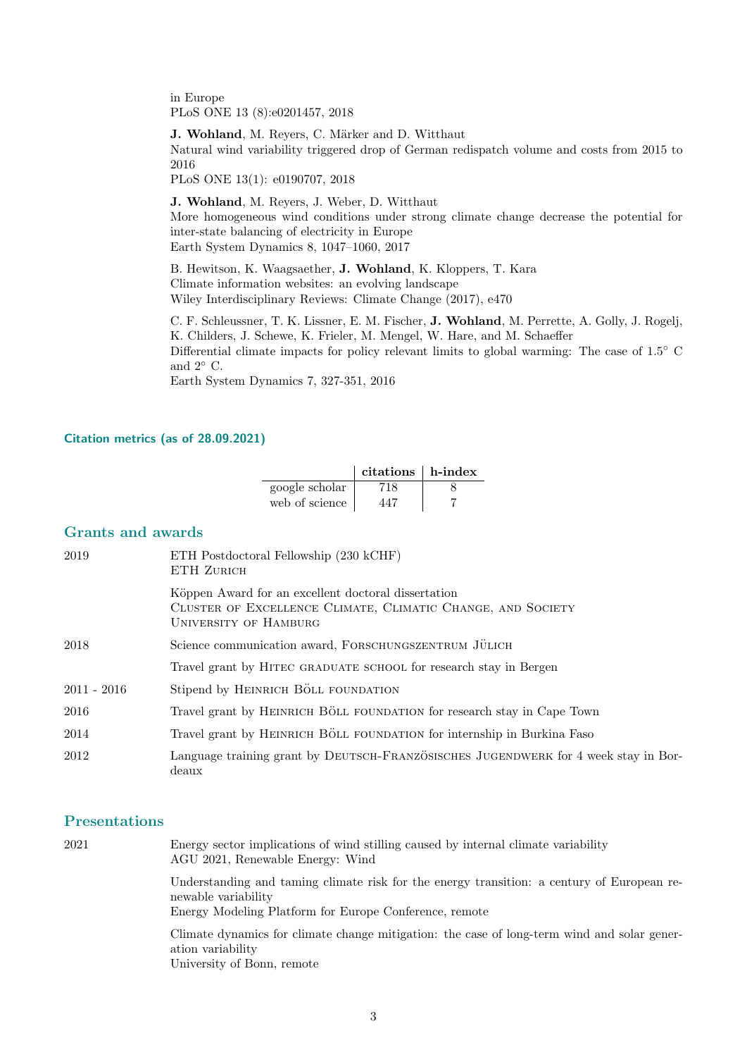in Europe
PLoS ONE 13 (8):e0201457, 2018

**J. Wohland**, M. Reyers, C. Märker and D. Witthaut
Natural wind variability triggered drop of German redispatch volume and costs from 2015 to 2016
PLoS ONE 13(1): e0190707, 2018

**J. Wohland**, M. Reyers, J. Weber, D. Witthaut
More homogeneous wind conditions under strong climate change decrease the potential for inter-state balancing of electricity in Europe
Earth System Dynamics 8, 1047–1060, 2017

B. Hewitson, K. Waagsaether, **J. Wohland**, K. Kloppers, T. Kara
Climate information websites: an evolving landscape
Wiley Interdisciplinary Reviews: Climate Change (2017), e470

C. F. Schleussner, T. K. Lissner, E. M. Fischer, **J. Wohland**, M. Perrette, A. Golly, J. Rogelj, K. Childers, J. Schewe, K. Frieler, M. Mengel, W. Hare, and M. Schaeffer
Differential climate impacts for policy relevant limits to global warming: The case of 1.5° C and 2° C.
Earth System Dynamics 7, 327-351, 2016

#### Citation metrics (as of 28.09.2021)

| | **citations** | **h-index** |
|---|---|---|
| google scholar | 718 | 8 |
| web of science | 447 | 7 |

## Grants and awards

2019 — ETH Postdoctoral Fellowship (230 kCHF)
ETH Zurich

Köppen Award for an excellent doctoral dissertation
Cluster of Excellence Climate, Climatic Change, and Society
University of Hamburg

2018 — Science communication award, Forschungszentrum Jülich

Travel grant by Hitec graduate school for research stay in Bergen

2011 - 2016 — Stipend by Heinrich Böll foundation

2016 — Travel grant by Heinrich Böll foundation for research stay in Cape Town

2014 — Travel grant by Heinrich Böll foundation for internship in Burkina Faso

2012 — Language training grant by Deutsch-Französisches Jugendwerk for 4 week stay in Bordeaux

## Presentations

2021 — Energy sector implications of wind stilling caused by internal climate variability
AGU 2021, Renewable Energy: Wind

Understanding and taming climate risk for the energy transition: a century of European renewable variability
Energy Modeling Platform for Europe Conference, remote

Climate dynamics for climate change mitigation: the case of long-term wind and solar generation variability
University of Bonn, remote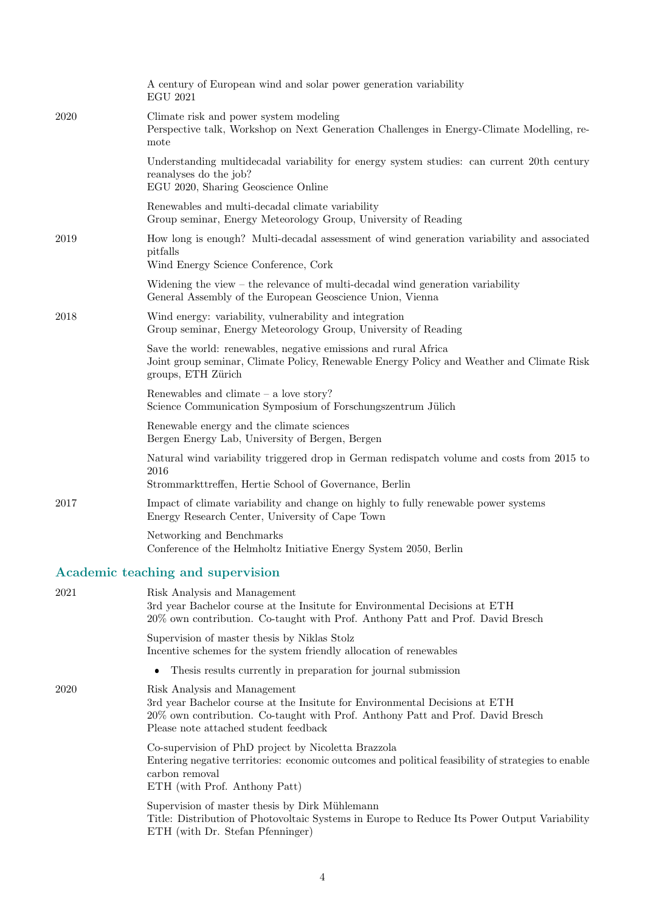| | |
|---|---|
| | A century of European wind and solar power generation variability<br>EGU 2021 |
| 2020 | Climate risk and power system modeling<br>Perspective talk, Workshop on Next Generation Challenges in Energy-Climate Modelling, remote |
| | Understanding multidecadal variability for energy system studies: can current 20th century reanalyses do the job?<br>EGU 2020, Sharing Geoscience Online |
| | Renewables and multi-decadal climate variability<br>Group seminar, Energy Meteorology Group, University of Reading |
| 2019 | How long is enough? Multi-decadal assessment of wind generation variability and associated pitfalls<br>Wind Energy Science Conference, Cork |
| | Widening the view – the relevance of multi-decadal wind generation variability<br>General Assembly of the European Geoscience Union, Vienna |
| 2018 | Wind energy: variability, vulnerability and integration<br>Group seminar, Energy Meteorology Group, University of Reading |
| | Save the world: renewables, negative emissions and rural Africa<br>Joint group seminar, Climate Policy, Renewable Energy Policy and Weather and Climate Risk groups, ETH Zürich |
| | Renewables and climate – a love story?<br>Science Communication Symposium of Forschungszentrum Jülich |
| | Renewable energy and the climate sciences<br>Bergen Energy Lab, University of Bergen, Bergen |
| | Natural wind variability triggered drop in German redispatch volume and costs from 2015 to 2016<br>Strommarkttreffen, Hertie School of Governance, Berlin |
| 2017 | Impact of climate variability and change on highly to fully renewable power systems<br>Energy Research Center, University of Cape Town |
| | Networking and Benchmarks<br>Conference of the Helmholtz Initiative Energy System 2050, Berlin |

## Academic teaching and supervision

| | |
|---|---|
| 2021 | Risk Analysis and Management<br>3rd year Bachelor course at the Insitute for Environmental Decisions at ETH<br>20% own contribution. Co-taught with Prof. Anthony Patt and Prof. David Bresch |
| | Supervision of master thesis by Niklas Stolz<br>Incentive schemes for the system friendly allocation of renewables<br>• Thesis results currently in preparation for journal submission |
| 2020 | Risk Analysis and Management<br>3rd year Bachelor course at the Insitute for Environmental Decisions at ETH<br>20% own contribution. Co-taught with Prof. Anthony Patt and Prof. David Bresch<br>Please note attached student feedback |
| | Co-supervision of PhD project by Nicoletta Brazzola<br>Entering negative territories: economic outcomes and political feasibility of strategies to enable carbon removal<br>ETH (with Prof. Anthony Patt) |
| | Supervision of master thesis by Dirk Mühlemann<br>Title: Distribution of Photovoltaic Systems in Europe to Reduce Its Power Output Variability<br>ETH (with Dr. Stefan Pfenninger) |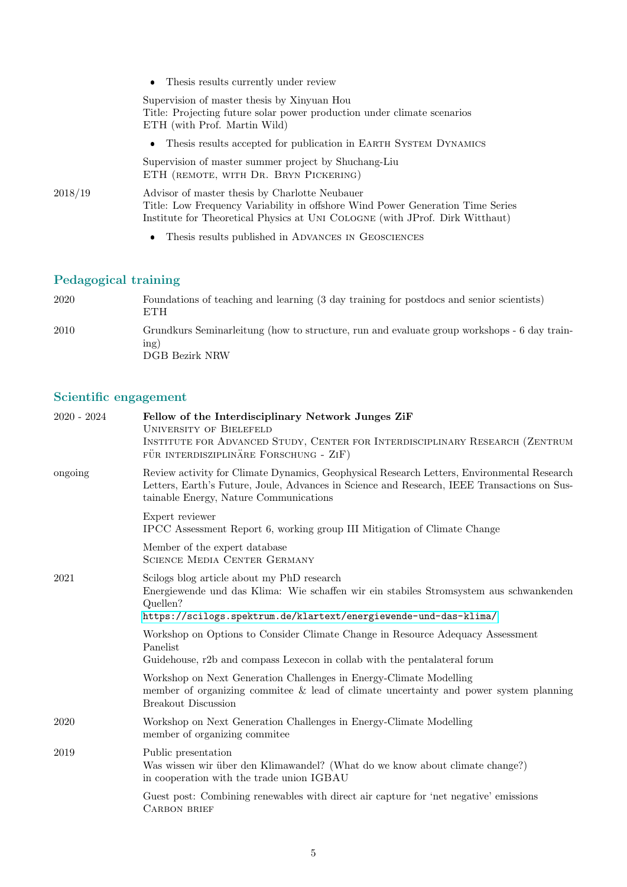- Thesis results currently under review

Supervision of master thesis by Xinyuan Hou
Title: Projecting future solar power production under climate scenarios
ETH (with Prof. Martin Wild)

- Thesis results accepted for publication in Earth System Dynamics

Supervision of master summer project by Shuchang-Liu
ETH (remote, with Dr. Bryn Pickering)

2018/19 — Advisor of master thesis by Charlotte Neubauer
Title: Low Frequency Variability in offshore Wind Power Generation Time Series
Institute for Theoretical Physics at Uni Cologne (with JProf. Dirk Witthaut)

- Thesis results published in Advances in Geosciences

## Pedagogical training

2020 — Foundations of teaching and learning (3 day training for postdocs and senior scientists)
ETH

2010 — Grundkurs Seminarleitung (how to structure, run and evaluate group workshops - 6 day training)
DGB Bezirk NRW

## Scientific engagement

2020 - 2024 — **Fellow of the Interdisciplinary Network Junges ZiF**
University of Bielefeld
Institute for Advanced Study, Center for Interdisciplinary Research (Zentrum für interdisziplinäre Forschung - ZiF)

ongoing — Review activity for Climate Dynamics, Geophysical Research Letters, Environmental Research Letters, Earth's Future, Joule, Advances in Science and Research, IEEE Transactions on Sustainable Energy, Nature Communications

Expert reviewer
IPCC Assessment Report 6, working group III Mitigation of Climate Change

Member of the expert database
Science Media Center Germany

2021 — Scilogs blog article about my PhD research
Energiewende und das Klima: Wie schaffen wir ein stabiles Stromsystem aus schwankenden Quellen?
https://scilogs.spektrum.de/klartext/energiewende-und-das-klima/

Workshop on Options to Consider Climate Change in Resource Adequacy Assessment
Panelist
Guidehouse, r2b and compass Lexecon in collab with the pentalateral forum

Workshop on Next Generation Challenges in Energy-Climate Modelling
member of organizing commitee & lead of climate uncertainty and power system planning Breakout Discussion

2020 — Workshop on Next Generation Challenges in Energy-Climate Modelling
member of organizing commitee

2019 — Public presentation
Was wissen wir über den Klimawandel? (What do we know about climate change?)
in cooperation with the trade union IGBAU

Guest post: Combining renewables with direct air capture for 'net negative' emissions
Carbon brief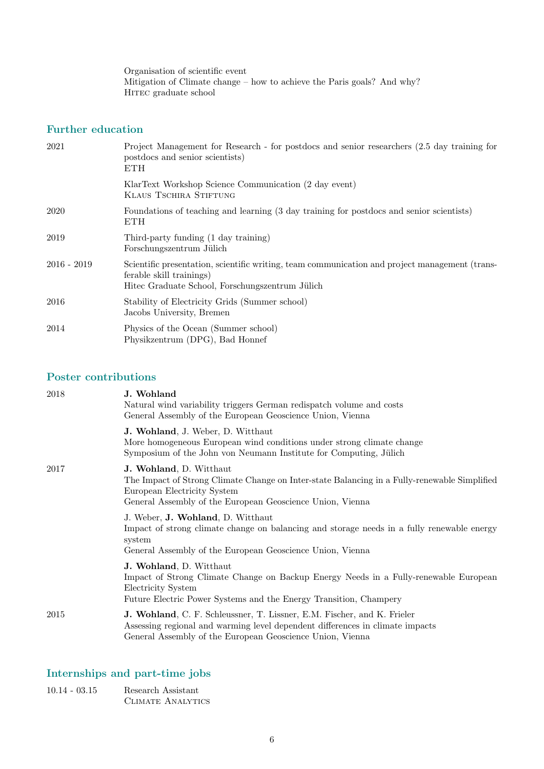Organisation of scientific event
Mitigation of Climate change – how to achieve the Paris goals? And why?
Hitec graduate school

## Further education

2021 Project Management for Research - for postdocs and senior researchers (2.5 day training for postdocs and senior scientists)
ETH

KlarText Workshop Science Communication (2 day event)
Klaus Tschira Stiftung

2020 Foundations of teaching and learning (3 day training for postdocs and senior scientists)
ETH

2019 Third-party funding (1 day training)
Forschungszentrum Jülich

2016 - 2019 Scientific presentation, scientific writing, team communication and project management (transferable skill trainings)
Hitec Graduate School, Forschungszentrum Jülich

2016 Stability of Electricity Grids (Summer school)
Jacobs University, Bremen

2014 Physics of the Ocean (Summer school)
Physikzentrum (DPG), Bad Honnef

## Poster contributions

2018 **J. Wohland**
Natural wind variability triggers German redispatch volume and costs
General Assembly of the European Geoscience Union, Vienna

**J. Wohland**, J. Weber, D. Witthaut
More homogeneous European wind conditions under strong climate change
Symposium of the John von Neumann Institute for Computing, Jülich

2017 **J. Wohland**, D. Witthaut
The Impact of Strong Climate Change on Inter-state Balancing in a Fully-renewable Simplified European Electricity System
General Assembly of the European Geoscience Union, Vienna

J. Weber, **J. Wohland**, D. Witthaut
Impact of strong climate change on balancing and storage needs in a fully renewable energy system
General Assembly of the European Geoscience Union, Vienna

**J. Wohland**, D. Witthaut
Impact of Strong Climate Change on Backup Energy Needs in a Fully-renewable European Electricity System
Future Electric Power Systems and the Energy Transition, Champery

2015 **J. Wohland**, C. F. Schleussner, T. Lissner, E.M. Fischer, and K. Frieler
Assessing regional and warming level dependent differences in climate impacts
General Assembly of the European Geoscience Union, Vienna

## Internships and part-time jobs

10.14 - 03.15 Research Assistant
Climate Analytics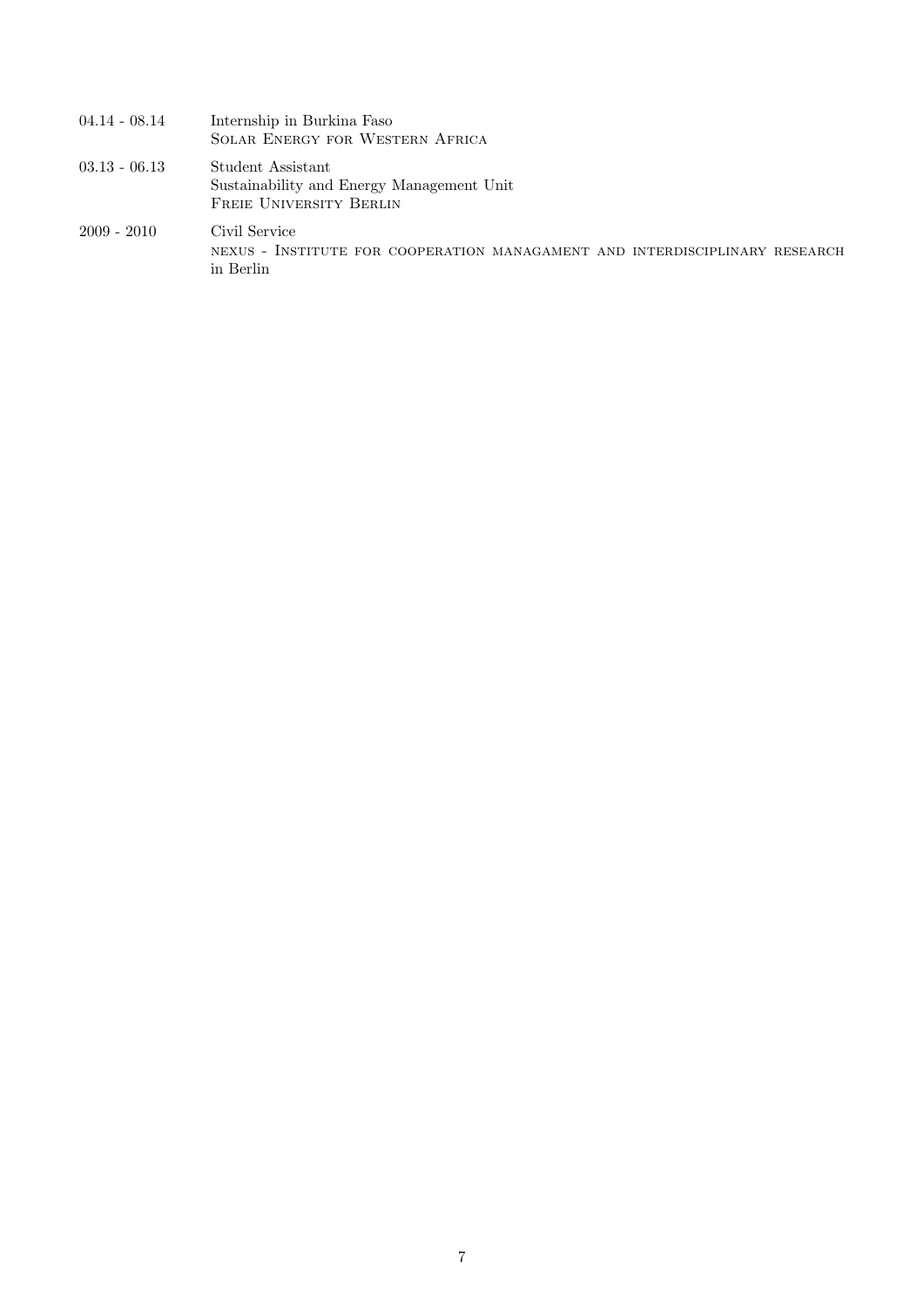| | |
|---|---|
| 04.14 - 08.14 | Internship in Burkina Faso<br>Solar Energy for Western Africa |
| 03.13 - 06.13 | Student Assistant<br>Sustainability and Energy Management Unit<br>Freie University Berlin |
| 2009 - 2010 | Civil Service<br>nexus - Institute for cooperation managament and interdisciplinary research in Berlin |